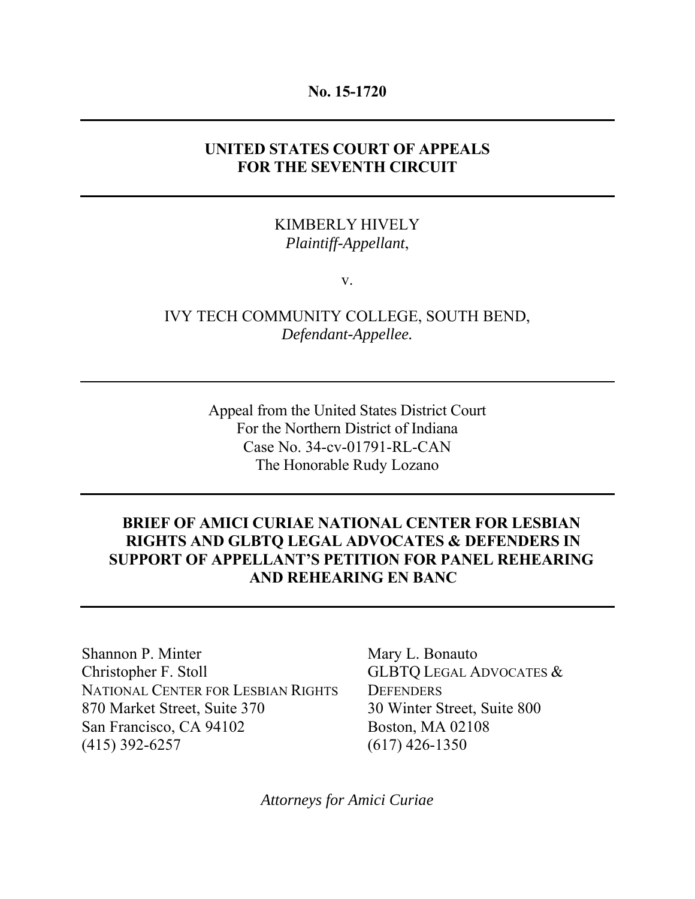**No. 15-1720**

---

**UNITED STATES COURT OF APPEALS**
**FOR THE SEVENTH CIRCUIT**

---

KIMBERLY HIVELY
*Plaintiff-Appellant*,

v.

IVY TECH COMMUNITY COLLEGE, SOUTH BEND,
*Defendant-Appellee.*

---

Appeal from the United States District Court
For the Northern District of Indiana
Case No. 34-cv-01791-RL-CAN
The Honorable Rudy Lozano

---

**BRIEF OF AMICI CURIAE NATIONAL CENTER FOR LESBIAN RIGHTS AND GLBTQ LEGAL ADVOCATES & DEFENDERS IN SUPPORT OF APPELLANT'S PETITION FOR PANEL REHEARING AND REHEARING EN BANC**

---

Shannon P. Minter
Christopher F. Stoll
NATIONAL CENTER FOR LESBIAN RIGHTS
870 Market Street, Suite 370
San Francisco, CA 94102
(415) 392-6257

Mary L. Bonauto
GLBTQ LEGAL ADVOCATES & DEFENDERS
30 Winter Street, Suite 800
Boston, MA 02108
(617) 426-1350

*Attorneys for Amici Curiae*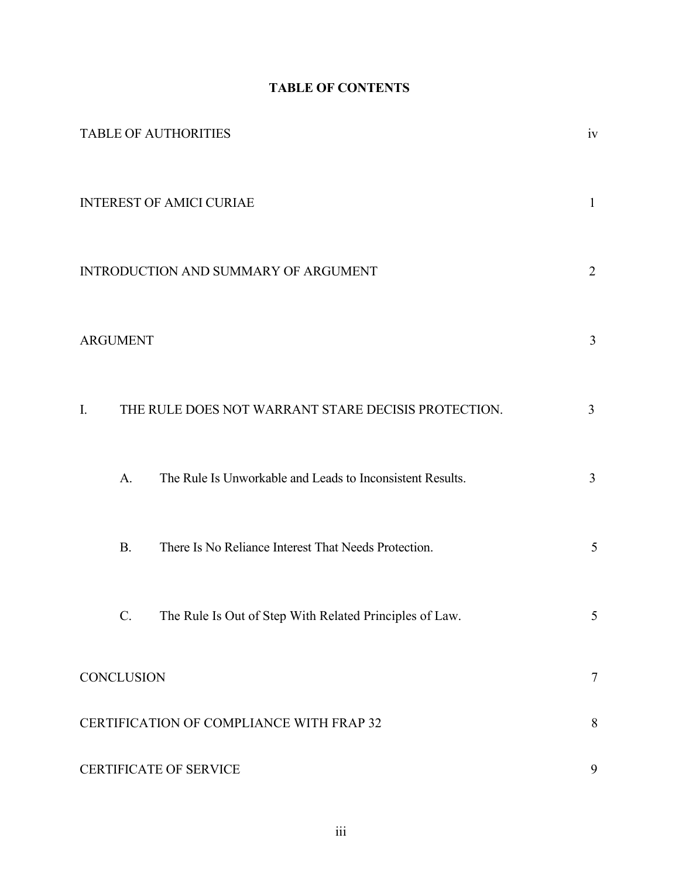**TABLE OF CONTENTS**

| | |
|---|---|
| TABLE OF AUTHORITIES | iv |
| INTEREST OF AMICI CURIAE | 1 |
| INTRODUCTION AND SUMMARY OF ARGUMENT | 2 |
| ARGUMENT | 3 |
| I. THE RULE DOES NOT WARRANT STARE DECISIS PROTECTION. | 3 |
| A. The Rule Is Unworkable and Leads to Inconsistent Results. | 3 |
| B. There Is No Reliance Interest That Needs Protection. | 5 |
| C. The Rule Is Out of Step With Related Principles of Law. | 5 |
| CONCLUSION | 7 |
| CERTIFICATION OF COMPLIANCE WITH FRAP 32 | 8 |
| CERTIFICATE OF SERVICE | 9 |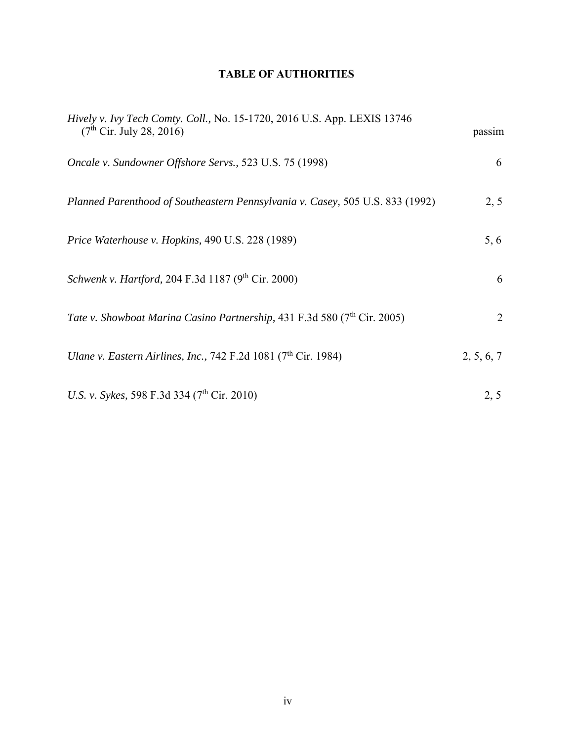# TABLE OF AUTHORITIES

| | |
|---|---|
| *Hively v. Ivy Tech Comty. Coll.*, No. 15-1720, 2016 U.S. App. LEXIS 13746 (7th Cir. July 28, 2016) | passim |
| *Oncale v. Sundowner Offshore Servs.*, 523 U.S. 75 (1998) | 6 |
| *Planned Parenthood of Southeastern Pennsylvania v. Casey*, 505 U.S. 833 (1992) | 2, 5 |
| *Price Waterhouse v. Hopkins*, 490 U.S. 228 (1989) | 5, 6 |
| *Schwenk v. Hartford*, 204 F.3d 1187 (9th Cir. 2000) | 6 |
| *Tate v. Showboat Marina Casino Partnership*, 431 F.3d 580 (7th Cir. 2005) | 2 |
| *Ulane v. Eastern Airlines, Inc.*, 742 F.2d 1081 (7th Cir. 1984) | 2, 5, 6, 7 |
| *U.S. v. Sykes*, 598 F.3d 334 (7th Cir. 2010) | 2, 5 |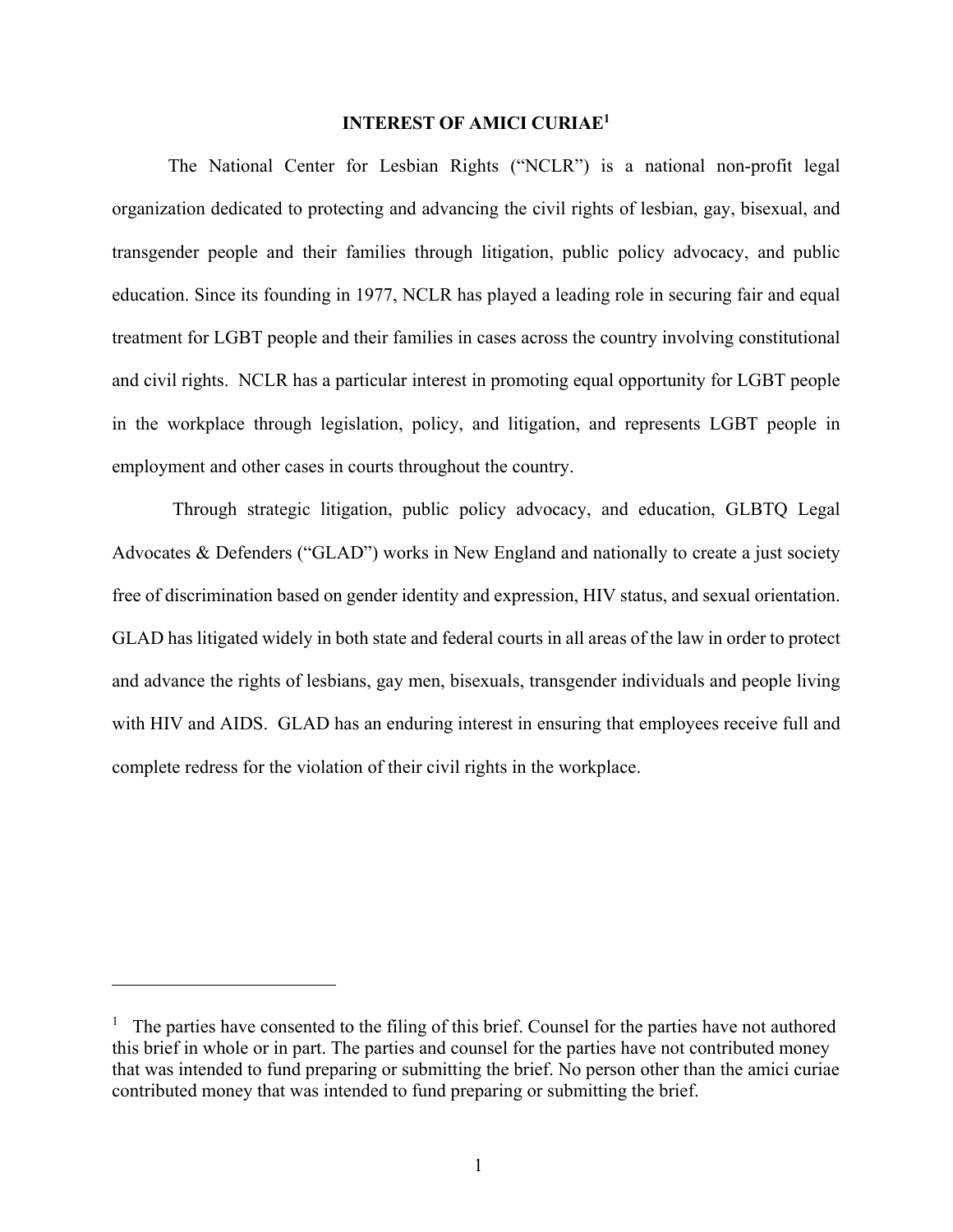## INTEREST OF AMICI CURIAE[1]

The National Center for Lesbian Rights ("NCLR") is a national non-profit legal organization dedicated to protecting and advancing the civil rights of lesbian, gay, bisexual, and transgender people and their families through litigation, public policy advocacy, and public education. Since its founding in 1977, NCLR has played a leading role in securing fair and equal treatment for LGBT people and their families in cases across the country involving constitutional and civil rights. NCLR has a particular interest in promoting equal opportunity for LGBT people in the workplace through legislation, policy, and litigation, and represents LGBT people in employment and other cases in courts throughout the country.

Through strategic litigation, public policy advocacy, and education, GLBTQ Legal Advocates & Defenders ("GLAD") works in New England and nationally to create a just society free of discrimination based on gender identity and expression, HIV status, and sexual orientation. GLAD has litigated widely in both state and federal courts in all areas of the law in order to protect and advance the rights of lesbians, gay men, bisexuals, transgender individuals and people living with HIV and AIDS. GLAD has an enduring interest in ensuring that employees receive full and complete redress for the violation of their civil rights in the workplace.

---

[1] The parties have consented to the filing of this brief. Counsel for the parties have not authored this brief in whole or in part. The parties and counsel for the parties have not contributed money that was intended to fund preparing or submitting the brief. No person other than the amici curiae contributed money that was intended to fund preparing or submitting the brief.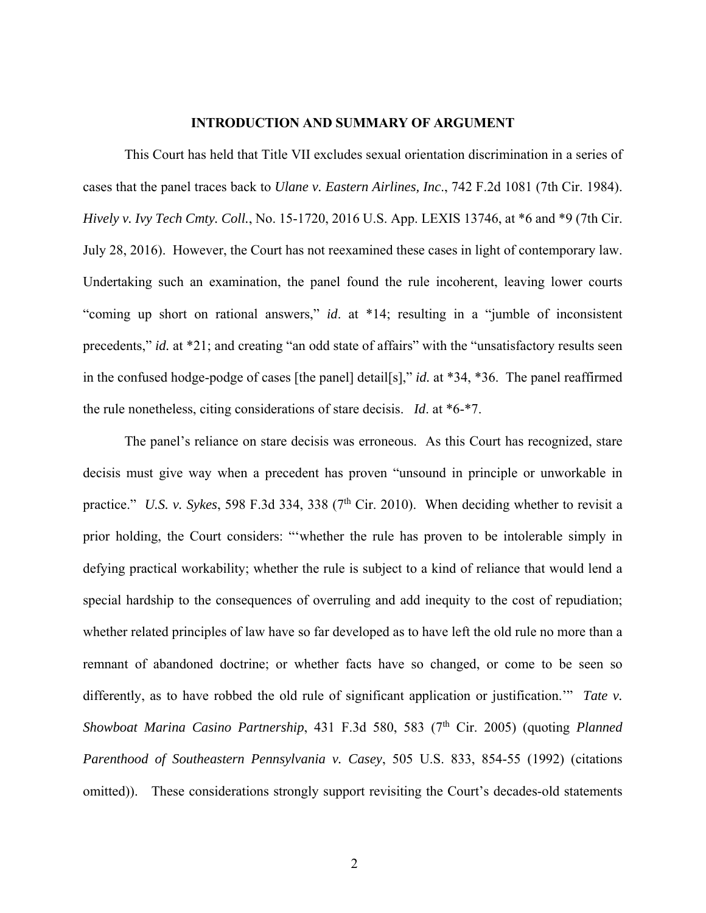## INTRODUCTION AND SUMMARY OF ARGUMENT

This Court has held that Title VII excludes sexual orientation discrimination in a series of cases that the panel traces back to *Ulane v. Eastern Airlines, Inc*., 742 F.2d 1081 (7th Cir. 1984). *Hively v. Ivy Tech Cmty. Coll.*, No. 15-1720, 2016 U.S. App. LEXIS 13746, at *6 and *9 (7th Cir. July 28, 2016). However, the Court has not reexamined these cases in light of contemporary law. Undertaking such an examination, the panel found the rule incoherent, leaving lower courts "coming up short on rational answers," *id*. at *14; resulting in a "jumble of inconsistent precedents," *id.* at *21; and creating "an odd state of affairs" with the "unsatisfactory results seen in the confused hodge-podge of cases [the panel] detail[s]," *id.* at *34, *36. The panel reaffirmed the rule nonetheless, citing considerations of stare decisis. *Id*. at *6-*7.

The panel's reliance on stare decisis was erroneous. As this Court has recognized, stare decisis must give way when a precedent has proven "unsound in principle or unworkable in practice." *U.S. v. Sykes*, 598 F.3d 334, 338 (7th Cir. 2010). When deciding whether to revisit a prior holding, the Court considers: "'whether the rule has proven to be intolerable simply in defying practical workability; whether the rule is subject to a kind of reliance that would lend a special hardship to the consequences of overruling and add inequity to the cost of repudiation; whether related principles of law have so far developed as to have left the old rule no more than a remnant of abandoned doctrine; or whether facts have so changed, or come to be seen so differently, as to have robbed the old rule of significant application or justification.'" *Tate v. Showboat Marina Casino Partnership*, 431 F.3d 580, 583 (7th Cir. 2005) (quoting *Planned Parenthood of Southeastern Pennsylvania v. Casey*, 505 U.S. 833, 854-55 (1992) (citations omitted)). These considerations strongly support revisiting the Court's decades-old statements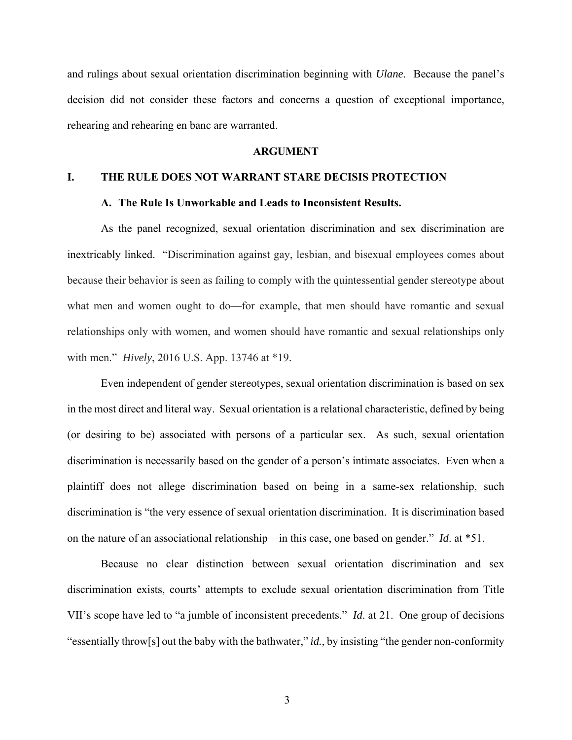and rulings about sexual orientation discrimination beginning with *Ulane*. Because the panel's decision did not consider these factors and concerns a question of exceptional importance, rehearing and rehearing en banc are warranted.

## ARGUMENT

### I. THE RULE DOES NOT WARRANT STARE DECISIS PROTECTION

#### A. The Rule Is Unworkable and Leads to Inconsistent Results.

As the panel recognized, sexual orientation discrimination and sex discrimination are inextricably linked. "Discrimination against gay, lesbian, and bisexual employees comes about because their behavior is seen as failing to comply with the quintessential gender stereotype about what men and women ought to do—for example, that men should have romantic and sexual relationships only with women, and women should have romantic and sexual relationships only with men." *Hively*, 2016 U.S. App. 13746 at *19.

Even independent of gender stereotypes, sexual orientation discrimination is based on sex in the most direct and literal way. Sexual orientation is a relational characteristic, defined by being (or desiring to be) associated with persons of a particular sex. As such, sexual orientation discrimination is necessarily based on the gender of a person's intimate associates. Even when a plaintiff does not allege discrimination based on being in a same-sex relationship, such discrimination is "the very essence of sexual orientation discrimination. It is discrimination based on the nature of an associational relationship—in this case, one based on gender." *Id*. at *51.

Because no clear distinction between sexual orientation discrimination and sex discrimination exists, courts' attempts to exclude sexual orientation discrimination from Title VII's scope have led to "a jumble of inconsistent precedents." *Id*. at 21. One group of decisions "essentially throw[s] out the baby with the bathwater," *id.*, by insisting "the gender non-conformity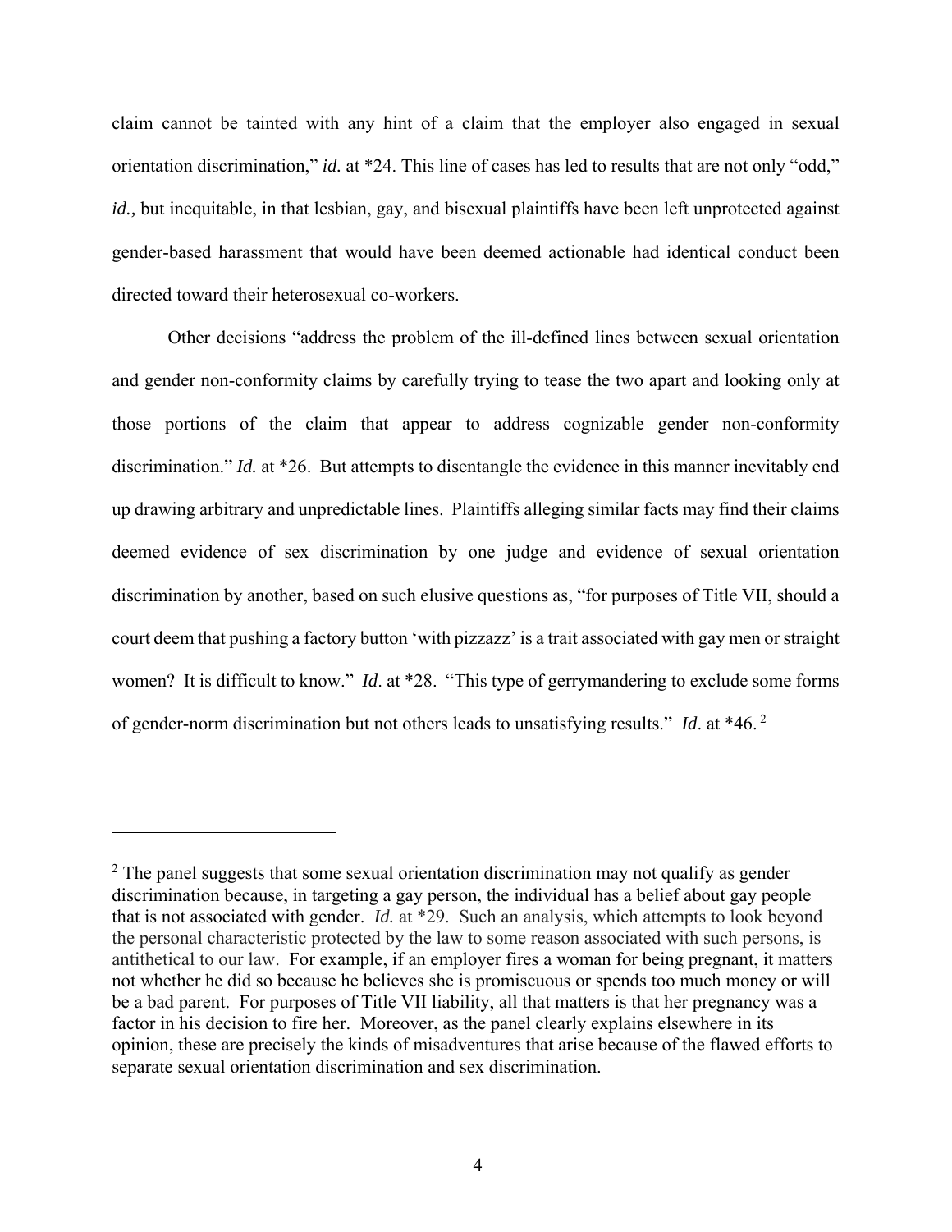claim cannot be tainted with any hint of a claim that the employer also engaged in sexual orientation discrimination," *id.* at *24. This line of cases has led to results that are not only "odd," *id.,* but inequitable, in that lesbian, gay, and bisexual plaintiffs have been left unprotected against gender-based harassment that would have been deemed actionable had identical conduct been directed toward their heterosexual co-workers.

Other decisions "address the problem of the ill-defined lines between sexual orientation and gender non-conformity claims by carefully trying to tease the two apart and looking only at those portions of the claim that appear to address cognizable gender non-conformity discrimination." *Id.* at *26. But attempts to disentangle the evidence in this manner inevitably end up drawing arbitrary and unpredictable lines. Plaintiffs alleging similar facts may find their claims deemed evidence of sex discrimination by one judge and evidence of sexual orientation discrimination by another, based on such elusive questions as, "for purposes of Title VII, should a court deem that pushing a factory button 'with pizzazz' is a trait associated with gay men or straight women? It is difficult to know." *Id*. at *28. "This type of gerrymandering to exclude some forms of gender-norm discrimination but not others leads to unsatisfying results." *Id*. at *46.[2]

---

[2] The panel suggests that some sexual orientation discrimination may not qualify as gender discrimination because, in targeting a gay person, the individual has a belief about gay people that is not associated with gender. *Id.* at *29. Such an analysis, which attempts to look beyond the personal characteristic protected by the law to some reason associated with such persons, is antithetical to our law. For example, if an employer fires a woman for being pregnant, it matters not whether he did so because he believes she is promiscuous or spends too much money or will be a bad parent. For purposes of Title VII liability, all that matters is that her pregnancy was a factor in his decision to fire her. Moreover, as the panel clearly explains elsewhere in its opinion, these are precisely the kinds of misadventures that arise because of the flawed efforts to separate sexual orientation discrimination and sex discrimination.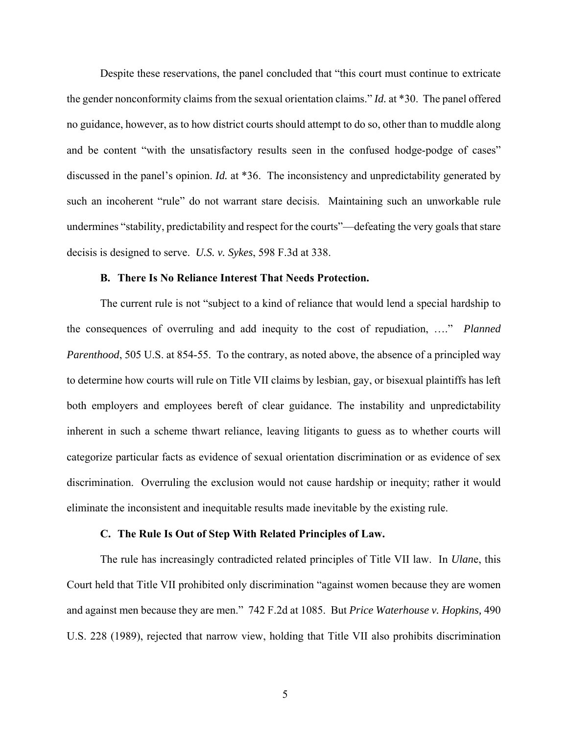Despite these reservations, the panel concluded that "this court must continue to extricate the gender nonconformity claims from the sexual orientation claims." *Id.* at *30. The panel offered no guidance, however, as to how district courts should attempt to do so, other than to muddle along and be content "with the unsatisfactory results seen in the confused hodge-podge of cases" discussed in the panel's opinion. *Id.* at *36. The inconsistency and unpredictability generated by such an incoherent "rule" do not warrant stare decisis. Maintaining such an unworkable rule undermines "stability, predictability and respect for the courts"—defeating the very goals that stare decisis is designed to serve. *U.S. v. Sykes*, 598 F.3d at 338.

### B. There Is No Reliance Interest That Needs Protection.

The current rule is not "subject to a kind of reliance that would lend a special hardship to the consequences of overruling and add inequity to the cost of repudiation, …." *Planned Parenthood*, 505 U.S. at 854-55. To the contrary, as noted above, the absence of a principled way to determine how courts will rule on Title VII claims by lesbian, gay, or bisexual plaintiffs has left both employers and employees bereft of clear guidance. The instability and unpredictability inherent in such a scheme thwart reliance, leaving litigants to guess as to whether courts will categorize particular facts as evidence of sexual orientation discrimination or as evidence of sex discrimination. Overruling the exclusion would not cause hardship or inequity; rather it would eliminate the inconsistent and inequitable results made inevitable by the existing rule.

### C. The Rule Is Out of Step With Related Principles of Law.

The rule has increasingly contradicted related principles of Title VII law. In *Ulane*, this Court held that Title VII prohibited only discrimination "against women because they are women and against men because they are men." 742 F.2d at 1085. But *Price Waterhouse v. Hopkins,* 490 U.S. 228 (1989), rejected that narrow view, holding that Title VII also prohibits discrimination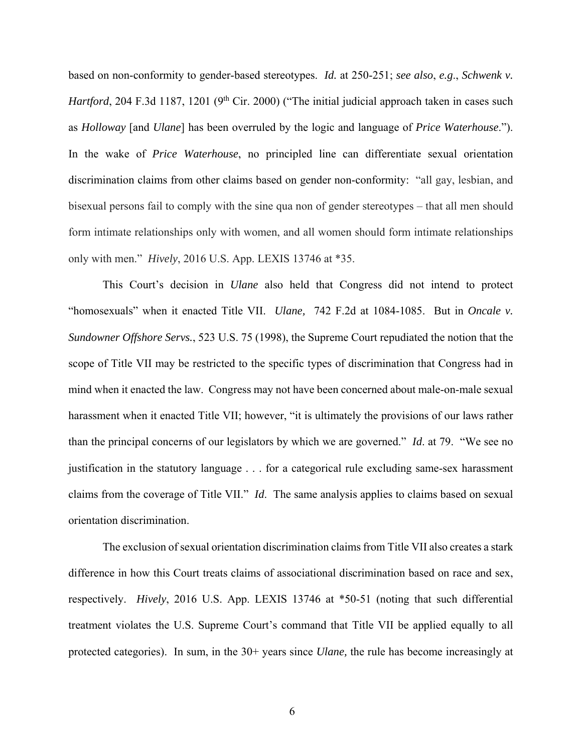based on non-conformity to gender-based stereotypes. *Id.* at 250-251; *see also*, *e.g*., *Schwenk v. Hartford*, 204 F.3d 1187, 1201 (9th Cir. 2000) ("The initial judicial approach taken in cases such as *Holloway* [and *Ulane*] has been overruled by the logic and language of *Price Waterhouse*."). In the wake of *Price Waterhouse*, no principled line can differentiate sexual orientation discrimination claims from other claims based on gender non-conformity: "all gay, lesbian, and bisexual persons fail to comply with the sine qua non of gender stereotypes – that all men should form intimate relationships only with women, and all women should form intimate relationships only with men." *Hively*, 2016 U.S. App. LEXIS 13746 at *35.

This Court's decision in *Ulane* also held that Congress did not intend to protect "homosexuals" when it enacted Title VII. *Ulane,* 742 F.2d at 1084-1085. But in *Oncale v. Sundowner Offshore Servs.*, 523 U.S. 75 (1998), the Supreme Court repudiated the notion that the scope of Title VII may be restricted to the specific types of discrimination that Congress had in mind when it enacted the law. Congress may not have been concerned about male-on-male sexual harassment when it enacted Title VII; however, "it is ultimately the provisions of our laws rather than the principal concerns of our legislators by which we are governed." *Id.* at 79. "We see no justification in the statutory language . . . for a categorical rule excluding same-sex harassment claims from the coverage of Title VII." *Id*. The same analysis applies to claims based on sexual orientation discrimination.

The exclusion of sexual orientation discrimination claims from Title VII also creates a stark difference in how this Court treats claims of associational discrimination based on race and sex, respectively. *Hively*, 2016 U.S. App. LEXIS 13746 at *50-51 (noting that such differential treatment violates the U.S. Supreme Court's command that Title VII be applied equally to all protected categories). In sum, in the 30+ years since *Ulane,* the rule has become increasingly at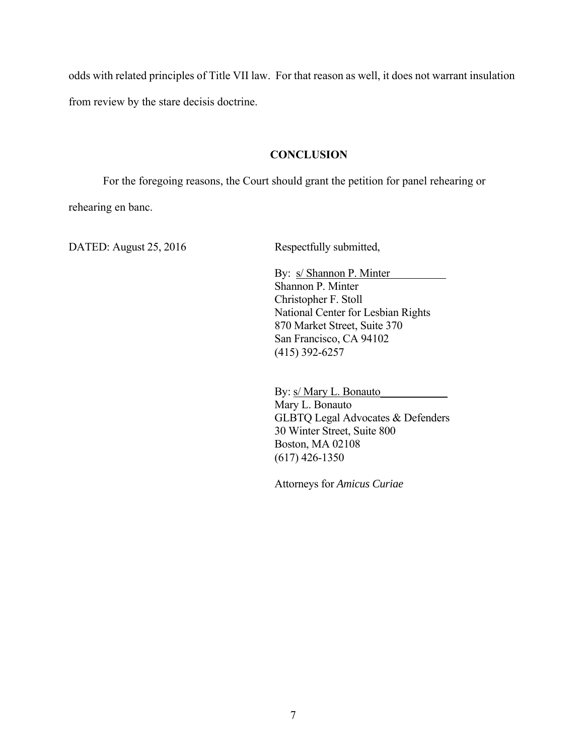odds with related principles of Title VII law. For that reason as well, it does not warrant insulation from review by the stare decisis doctrine.

## CONCLUSION

For the foregoing reasons, the Court should grant the petition for panel rehearing or rehearing en banc.

DATED: August 25, 2016

Respectfully submitted,

By: s/ Shannon P. Minter
Shannon P. Minter
Christopher F. Stoll
National Center for Lesbian Rights
870 Market Street, Suite 370
San Francisco, CA 94102
(415) 392-6257

By: s/ Mary L. Bonauto
Mary L. Bonauto
GLBTQ Legal Advocates & Defenders
30 Winter Street, Suite 800
Boston, MA 02108
(617) 426-1350

Attorneys for *Amicus Curiae*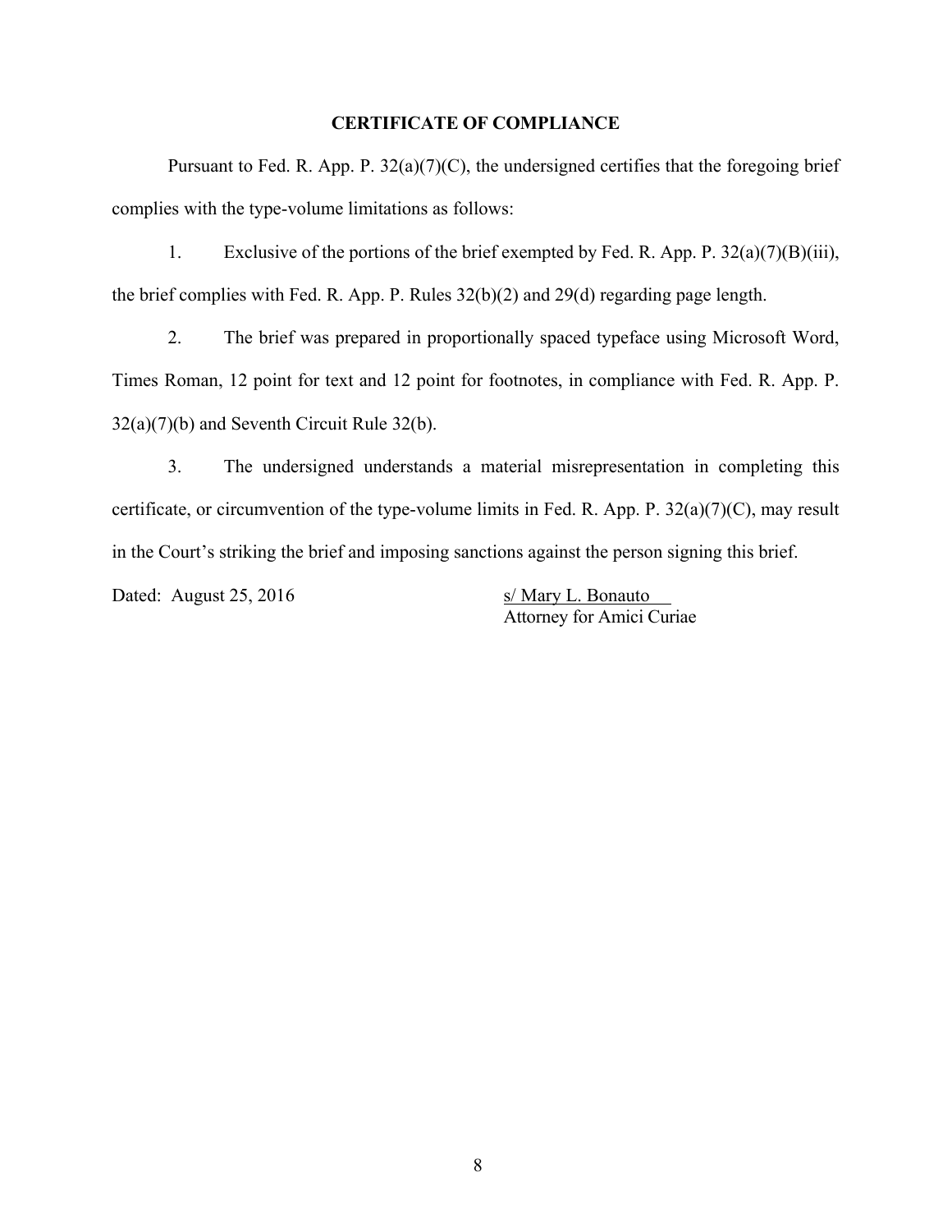## CERTIFICATE OF COMPLIANCE

Pursuant to Fed. R. App. P. 32(a)(7)(C), the undersigned certifies that the foregoing brief complies with the type-volume limitations as follows:

1. Exclusive of the portions of the brief exempted by Fed. R. App. P. 32(a)(7)(B)(iii), the brief complies with Fed. R. App. P. Rules 32(b)(2) and 29(d) regarding page length.

2. The brief was prepared in proportionally spaced typeface using Microsoft Word, Times Roman, 12 point for text and 12 point for footnotes, in compliance with Fed. R. App. P. 32(a)(7)(b) and Seventh Circuit Rule 32(b).

3. The undersigned understands a material misrepresentation in completing this certificate, or circumvention of the type-volume limits in Fed. R. App. P. 32(a)(7)(C), may result in the Court's striking the brief and imposing sanctions against the person signing this brief.

Dated: August 25, 2016

s/ Mary L. Bonauto
Attorney for Amici Curiae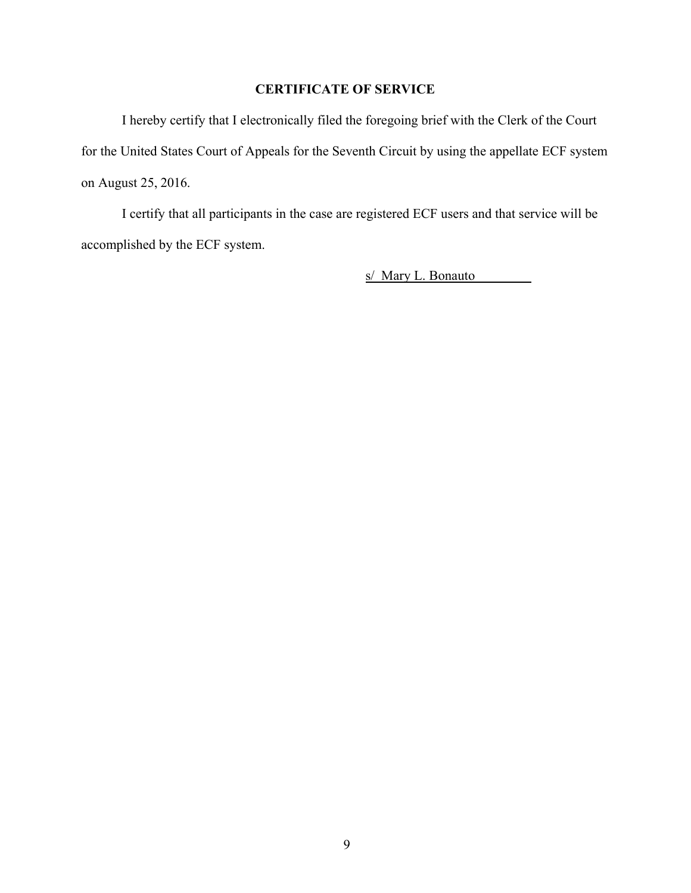## CERTIFICATE OF SERVICE

I hereby certify that I electronically filed the foregoing brief with the Clerk of the Court for the United States Court of Appeals for the Seventh Circuit by using the appellate ECF system on August 25, 2016.

I certify that all participants in the case are registered ECF users and that service will be accomplished by the ECF system.

s/ Mary L. Bonauto